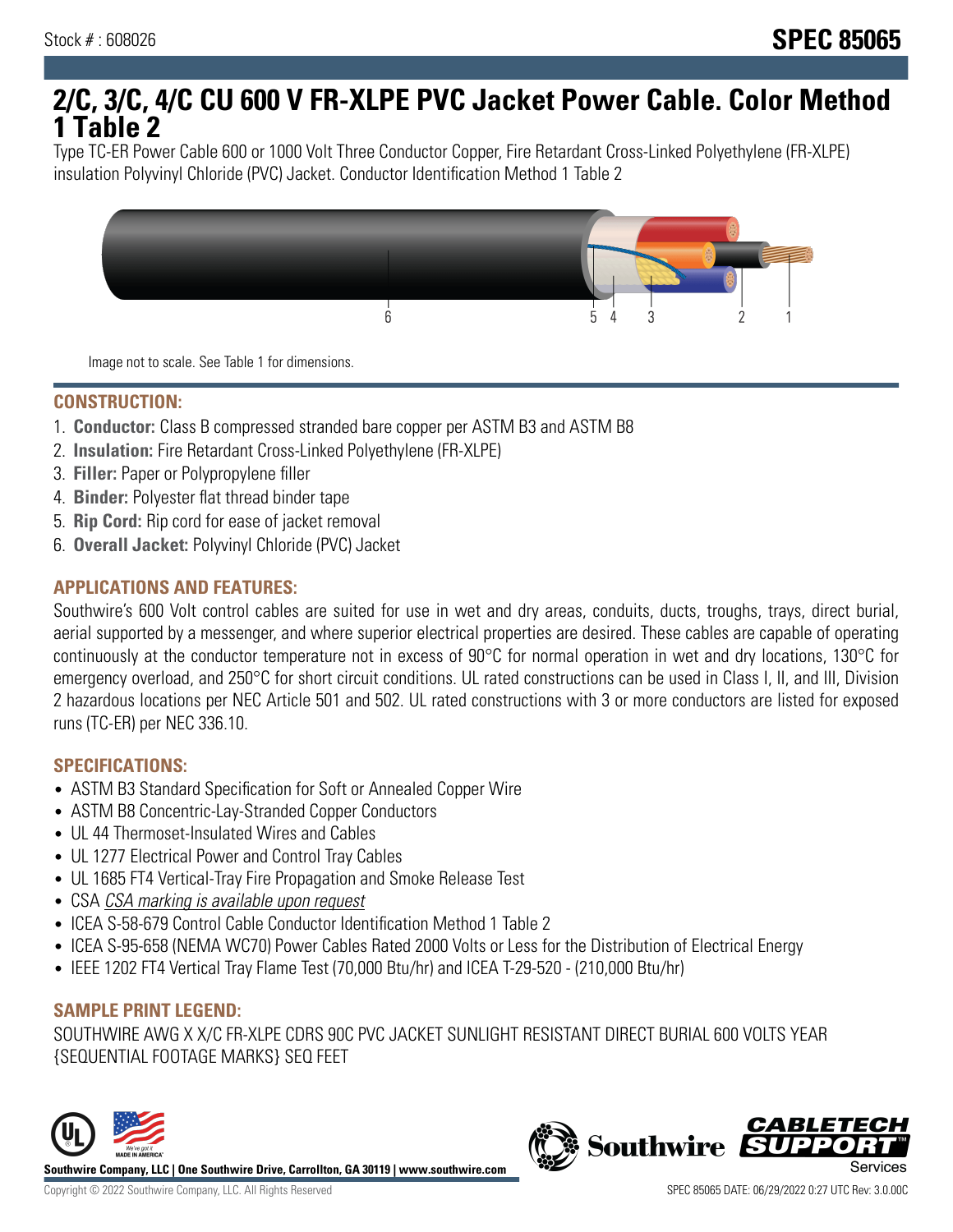Stock # : 608026

# SPEC 85065

## 2/C, 3/C, 4/C CU 600 V FR-XLPE PVC Jacket Power Cable. Color Method 1 Table 2

Type TC-ER Power Cable 600 or 1000 Volt Three Conductor Copper, Fire Retardant Cross-Linked Polyethylene (FR-XLPE) insulation Polyvinyl Chloride (PVC) Jacket. Conductor Identification Method 1 Table 2

Image not to scale. See Table 1 for dimensions.

### CONSTRUCTION:

1. **Conductor:** Class B compressed stranded bare copper per ASTM B3 and ASTM B8
2. **Insulation:** Fire Retardant Cross-Linked Polyethylene (FR-XLPE)
3. **Filler:** Paper or Polypropylene filler
4. **Binder:** Polyester flat thread binder tape
5. **Rip Cord:** Rip cord for ease of jacket removal
6. **Overall Jacket:** Polyvinyl Chloride (PVC) Jacket

### APPLICATIONS AND FEATURES:

Southwire's 600 Volt control cables are suited for use in wet and dry areas, conduits, ducts, troughs, trays, direct burial, aerial supported by a messenger, and where superior electrical properties are desired. These cables are capable of operating continuously at the conductor temperature not in excess of 90°C for normal operation in wet and dry locations, 130°C for emergency overload, and 250°C for short circuit conditions. UL rated constructions can be used in Class I, II, and III, Division 2 hazardous locations per NEC Article 501 and 502. UL rated constructions with 3 or more conductors are listed for exposed runs (TC-ER) per NEC 336.10.

### SPECIFICATIONS:

- ASTM B3 Standard Specification for Soft or Annealed Copper Wire
- ASTM B8 Concentric-Lay-Stranded Copper Conductors
- UL 44 Thermoset-Insulated Wires and Cables
- UL 1277 Electrical Power and Control Tray Cables
- UL 1685 FT4 Vertical-Tray Fire Propagation and Smoke Release Test
- CSA *CSA marking is available upon request*
- ICEA S-58-679 Control Cable Conductor Identification Method 1 Table 2
- ICEA S-95-658 (NEMA WC70) Power Cables Rated 2000 Volts or Less for the Distribution of Electrical Energy
- IEEE 1202 FT4 Vertical Tray Flame Test (70,000 Btu/hr) and ICEA T-29-520 - (210,000 Btu/hr)

### SAMPLE PRINT LEGEND:

SOUTHWIRE AWG X X/C FR-XLPE CDRS 90C PVC JACKET SUNLIGHT RESISTANT DIRECT BURIAL 600 VOLTS YEAR {SEQUENTIAL FOOTAGE MARKS} SEQ FEET

**Southwire Company, LLC | One Southwire Drive, Carrollton, GA 30119 | www.southwire.com**

Copyright © 2022 Southwire Company, LLC. All Rights Reserved

SPEC 85065 DATE: 06/29/2022 0:27 UTC Rev: 3.0.00C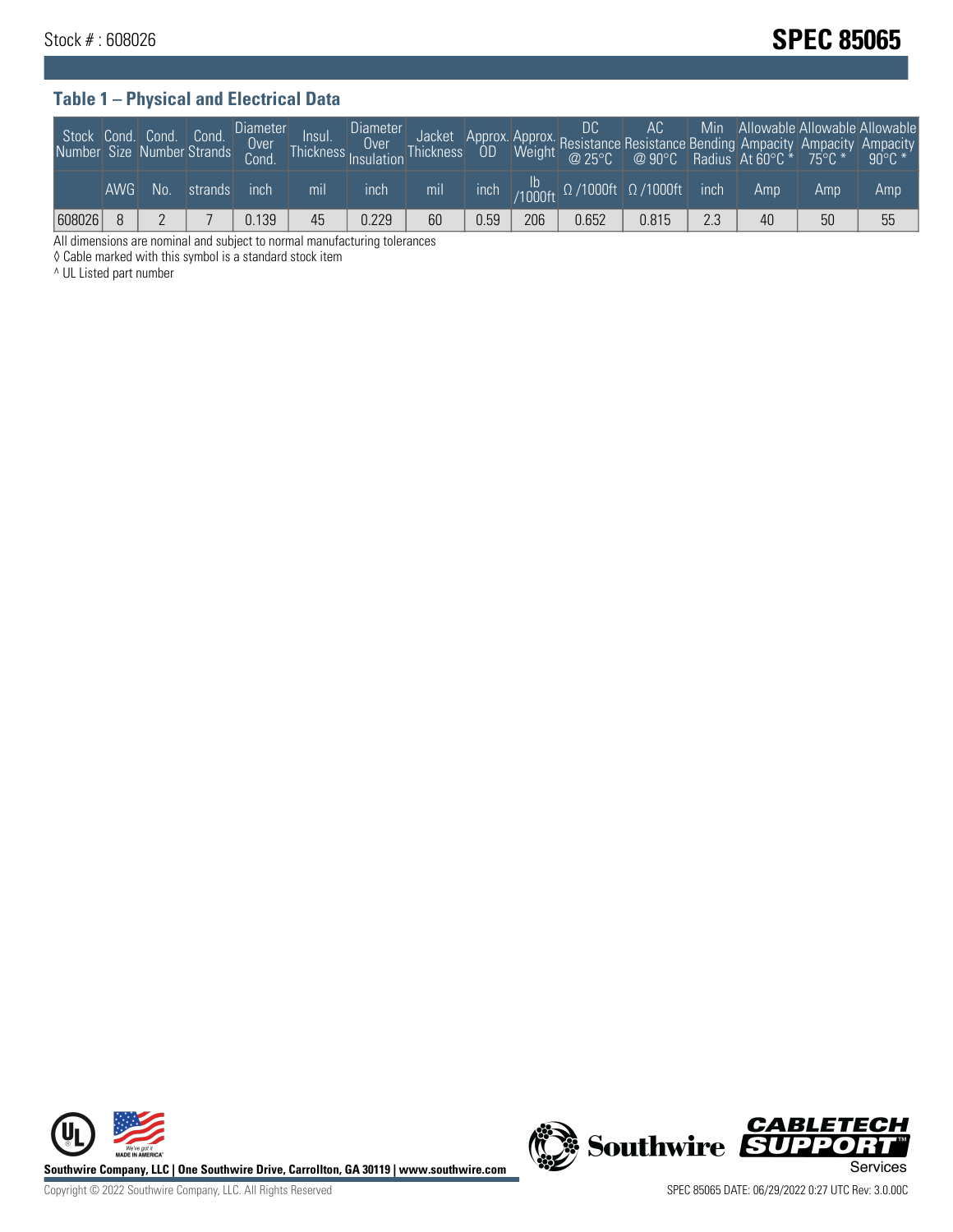## Table 1 – Physical and Electrical Data

| Stock Number | Cond. Size | Cond. Number | Cond. Strands | Diameter Over Cond. | Insul. Thickness | Diameter Over Insulation | Jacket Thickness | Approx. OD | Approx. Weight | DC Resistance @ 25°C | AC Resistance @ 90°C | Min Bending Radius | Allowable Ampacity At 60°C * | Allowable Ampacity 75°C * | Allowable Ampacity 90°C * |
|---|---|---|---|---|---|---|---|---|---|---|---|---|---|---|---|
| | AWG | No. | strands | inch | mil | inch | mil | inch | lb /1000ft | Ω /1000ft | Ω /1000ft | inch | Amp | Amp | Amp |
| 608026 | 8 | 2 | 7 | 0.139 | 45 | 0.229 | 60 | 0.59 | 206 | 0.652 | 0.815 | 2.3 | 40 | 50 | 55 |

All dimensions are nominal and subject to normal manufacturing tolerances

◊ Cable marked with this symbol is a standard stock item

^ UL Listed part number

Southwire Company, LLC | One Southwire Drive, Carrollton, GA 30119 | www.southwire.com

Copyright © 2022 Southwire Company, LLC. All Rights Reserved

SPEC 85065 DATE: 06/29/2022 0:27 UTC Rev: 3.0.00C